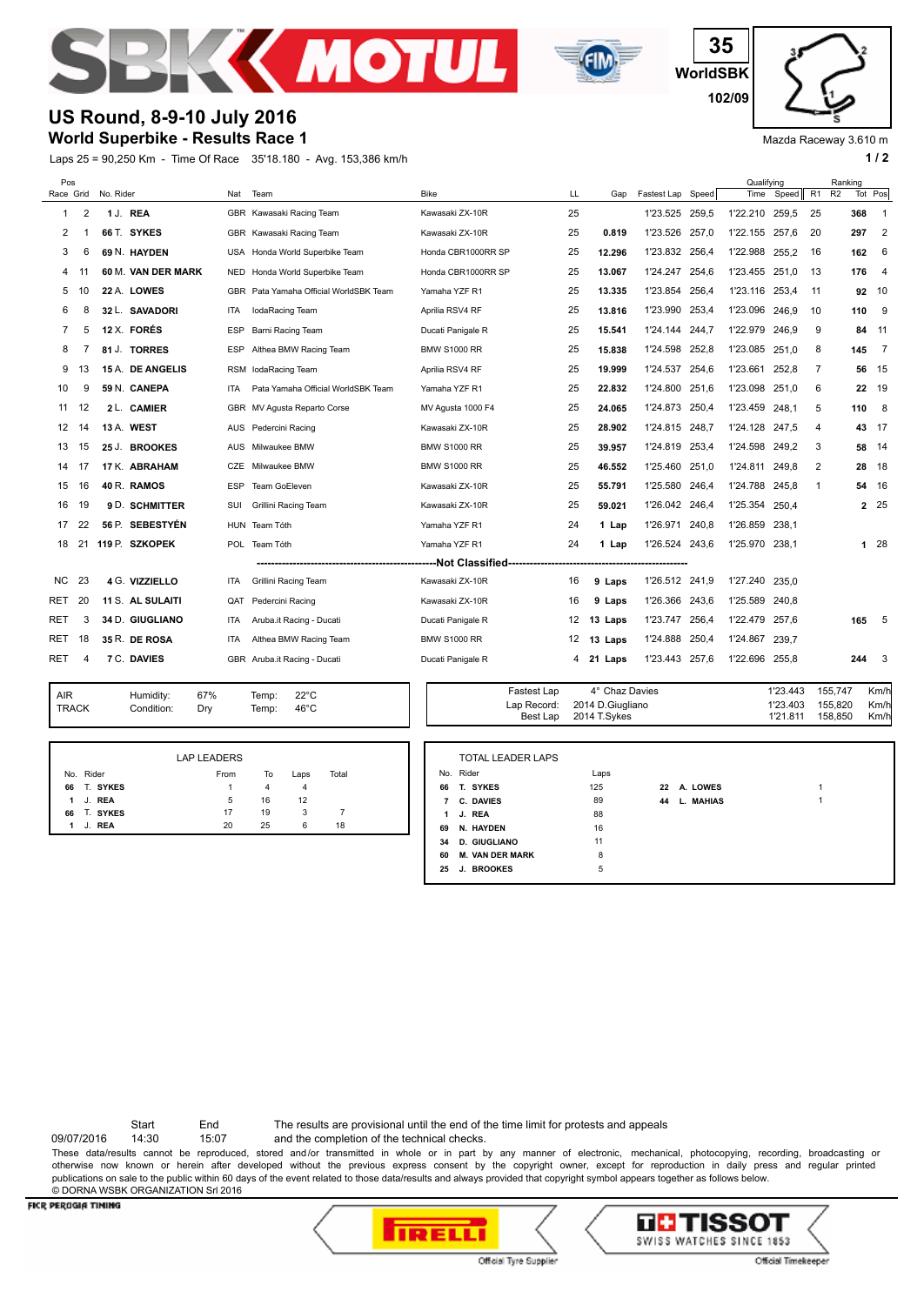# US Round, 8-9-10 July 2016

## World Superbike - Results Race 1

35 WorldSBK 102/09

Mazda Raceway 3.610 m

Laps 25 = 90,250 Km - Time Of Race 35'18.180 - Avg. 153,386 km/h

| Pos Race | Pos Grid | No. Rider | Nat | Team | Bike | LL | Gap | Fastest Lap | Speed | Qualifying Time | Qualifying Speed | Ranking R1 | Ranking R2 | Ranking Tot | Ranking Pos |
|---|---|---|---|---|---|---|---|---|---|---|---|---|---|---|---|
| 1 | 2 | 1 J. REA | GBR | Kawasaki Racing Team | Kawasaki ZX-10R | 25 | | 1'23.525 | 259,5 | 1'22.210 | 259,5 | 25 | | 368 | 1 |
| 2 | 1 | 66 T. SYKES | GBR | Kawasaki Racing Team | Kawasaki ZX-10R | 25 | 0.819 | 1'23.526 | 257,0 | 1'22.155 | 257,6 | 20 | | 297 | 2 |
| 3 | 6 | 69 N. HAYDEN | USA | Honda World Superbike Team | Honda CBR1000RR SP | 25 | 12.296 | 1'23.832 | 256,4 | 1'22.988 | 255,2 | 16 | | 162 | 6 |
| 4 | 11 | 60 M. VAN DER MARK | NED | Honda World Superbike Team | Honda CBR1000RR SP | 25 | 13.067 | 1'24.247 | 254,6 | 1'23.455 | 251,0 | 13 | | 176 | 4 |
| 5 | 10 | 22 A. LOWES | GBR | Pata Yamaha Official WorldSBK Team | Yamaha YZF R1 | 25 | 13.335 | 1'23.854 | 256,4 | 1'23.116 | 253,4 | 11 | | 92 | 10 |
| 6 | 8 | 32 L. SAVADORI | ITA | IodaRacing Team | Aprilia RSV4 RF | 25 | 13.816 | 1'23.990 | 253,4 | 1'23.096 | 246,9 | 10 | | 110 | 9 |
| 7 | 5 | 12 X. FORÉS | ESP | Barni Racing Team | Ducati Panigale R | 25 | 15.541 | 1'24.144 | 244,7 | 1'22.979 | 246,9 | 9 | | 84 | 11 |
| 8 | 7 | 81 J. TORRES | ESP | Althea BMW Racing Team | BMW S1000 RR | 25 | 15.838 | 1'24.598 | 252,8 | 1'23.085 | 251,0 | 8 | | 145 | 7 |
| 9 | 13 | 15 A. DE ANGELIS | RSM | IodaRacing Team | Aprilia RSV4 RF | 25 | 19.999 | 1'24.537 | 254,6 | 1'23.661 | 252,8 | 7 | | 56 | 15 |
| 10 | 9 | 59 N. CANEPA | ITA | Pata Yamaha Official WorldSBK Team | Yamaha YZF R1 | 25 | 22.832 | 1'24.800 | 251,6 | 1'23.098 | 251,0 | 6 | | 22 | 19 |
| 11 | 12 | 2 L. CAMIER | GBR | MV Agusta Reparto Corse | MV Agusta 1000 F4 | 25 | 24.065 | 1'24.873 | 250,4 | 1'23.459 | 248,1 | 5 | | 110 | 8 |
| 12 | 14 | 13 A. WEST | AUS | Pedercini Racing | Kawasaki ZX-10R | 25 | 28.902 | 1'24.815 | 248,7 | 1'24.128 | 247,5 | 4 | | 43 | 17 |
| 13 | 15 | 25 J. BROOKES | AUS | Milwaukee BMW | BMW S1000 RR | 25 | 39.957 | 1'24.819 | 253,4 | 1'24.598 | 249,2 | 3 | | 58 | 14 |
| 14 | 17 | 17 K. ABRAHAM | CZE | Milwaukee BMW | BMW S1000 RR | 25 | 46.552 | 1'25.460 | 251,0 | 1'24.811 | 249,8 | 2 | | 28 | 18 |
| 15 | 16 | 40 R. RAMOS | ESP | Team GoEleven | Kawasaki ZX-10R | 25 | 55.791 | 1'25.580 | 246,4 | 1'24.788 | 245,8 | 1 | | 54 | 16 |
| 16 | 19 | 9 D. SCHMITTER | SUI | Grillini Racing Team | Kawasaki ZX-10R | 25 | 59.021 | 1'26.042 | 246,4 | 1'25.354 | 250,4 | | | 2 | 25 |
| 17 | 22 | 56 P. SEBESTYÉN | HUN | Team Tóth | Yamaha YZF R1 | 24 | 1 Lap | 1'26.971 | 240,8 | 1'26.859 | 238,1 | | | | |
| 18 | 21 | 119 P. SZKOPEK | POL | Team Tóth | Yamaha YZF R1 | 24 | 1 Lap | 1'26.524 | 243,6 | 1'25.970 | 238,1 | | | 1 | 28 |
| | | **Not Classified** | | | | | | | | | | | | | |
| NC | 23 | 4 G. VIZZIELLO | ITA | Grillini Racing Team | Kawasaki ZX-10R | 16 | 9 Laps | 1'26.512 | 241,9 | 1'27.240 | 235,0 | | | | |
| RET | 20 | 11 S. AL SULAITI | QAT | Pedercini Racing | Kawasaki ZX-10R | 16 | 9 Laps | 1'26.366 | 243,6 | 1'25.589 | 240,8 | | | | |
| RET | 3 | 34 D. GIUGLIANO | ITA | Aruba.it Racing - Ducati | Ducati Panigale R | 12 | 13 Laps | 1'23.747 | 256,4 | 1'22.479 | 257,6 | | | 165 | 5 |
| RET | 18 | 35 R. DE ROSA | ITA | Althea BMW Racing Team | BMW S1000 RR | 12 | 13 Laps | 1'24.888 | 250,4 | 1'24.867 | 239,7 | | | | |
| RET | 4 | 7 C. DAVIES | GBR | Aruba.it Racing - Ducati | Ducati Panigale R | 4 | 21 Laps | 1'23.443 | 257,6 | 1'22.696 | 255,8 | | | 244 | 3 |

| | | | | |
|---|---|---|---|---|
| AIR | Humidity: | 67% | Temp: | 22°C |
| TRACK | Condition: | Dry | Temp: | 46°C |

| | | | | |
|---|---|---|---|---|
| Fastest Lap | 4° Chaz Davies | 1'23.443 | 155,747 | Km/h |
| Lap Record: | 2014 D.Giugliano | 1'23.403 | 155,820 | Km/h |
| Best Lap | 2014 T.Sykes | 1'21.811 | 158,850 | Km/h |

### LAP LEADERS

| No. | Rider | From | To | Laps | Total |
|---|---|---|---|---|---|
| 66 | T. SYKES | 1 | 4 | 4 | |
| 1 | J. REA | 5 | 16 | 12 | |
| 66 | T. SYKES | 17 | 19 | 3 | 7 |
| 1 | J. REA | 20 | 25 | 6 | 18 |

### TOTAL LEADER LAPS

| No. | Rider | Laps |
|---|---|---|
| 66 | T. SYKES | 125 |
| 7 | C. DAVIES | 89 |
| 1 | J. REA | 88 |
| 69 | N. HAYDEN | 16 |
| 34 | D. GIUGLIANO | 11 |
| 60 | M. VAN DER MARK | 8 |
| 25 | J. BROOKES | 5 |
| 22 | A. LOWES | 1 |
| 44 | L. MAHIAS | 1 |

| | Start | End |
|---|---|---|
| 09/07/2016 | 14:30 | 15:07 |

The results are provisional until the end of the time limit for protests and appeals and the completion of the technical checks.

These data/results cannot be reproduced, stored and/or transmitted in whole or in part by any manner of electronic, mechanical, photocopying, recording, broadcasting or otherwise now known or herein after developed without the previous express consent by the copyright owner, except for reproduction in daily press and regular printed publications on sale to the public within 60 days of the event related to those data/results and always provided that copyright symbol appears together as follows below.

© DORNA WSBK ORGANIZATION Srl 2016

FICR PERUGIA TIMING

Pirelli – Official Tyre Supplier

Tissot – Swiss Watches Since 1853 – Official Timekeeper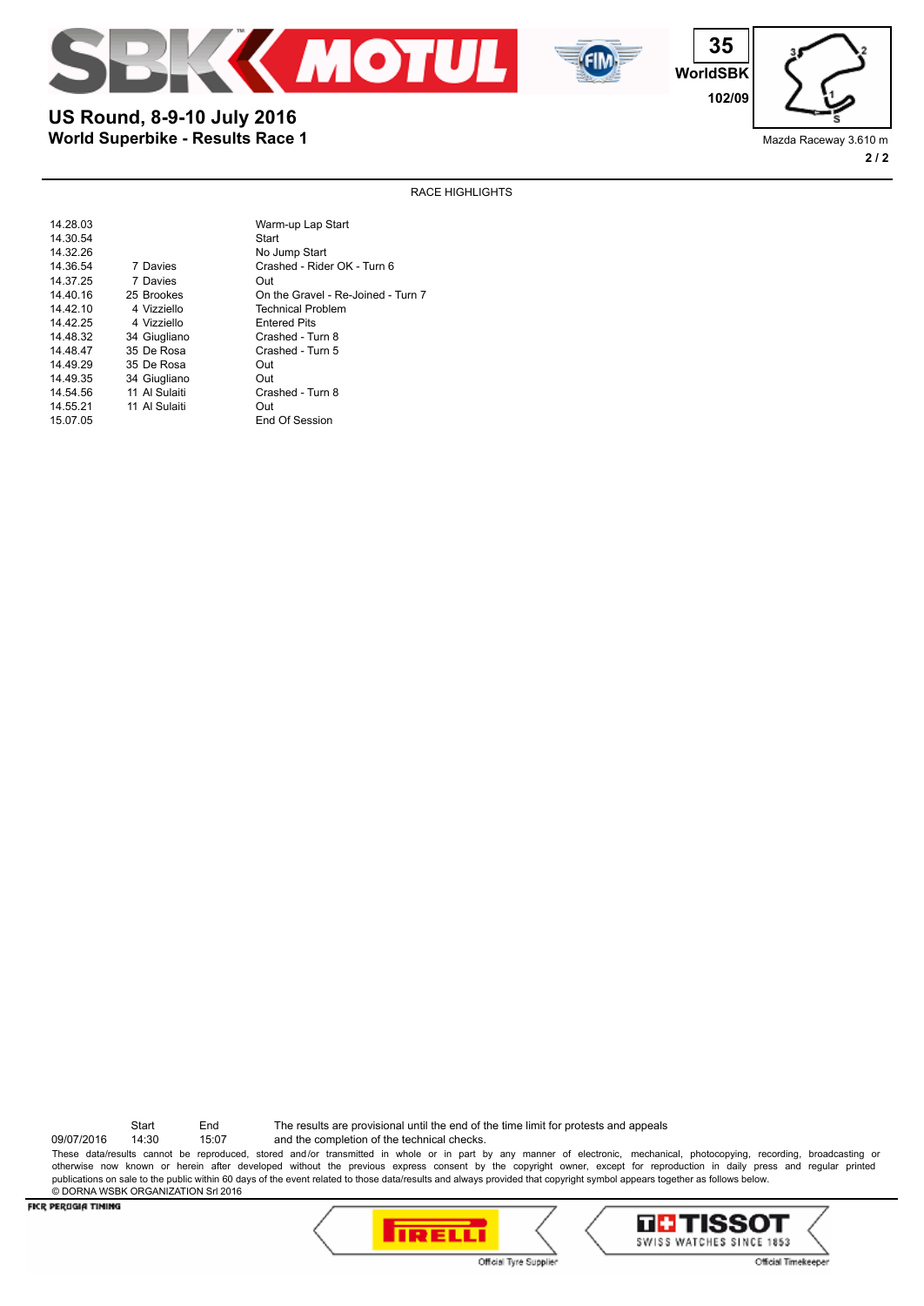# US Round, 8-9-10 July 2016

## World Superbike - Results Race 1

35
WorldSBK
102/09

Mazda Raceway 3.610 m

RACE HIGHLIGHTS

| | | |
|---|---|---|
| 14.28.03 | | Warm-up Lap Start |
| 14.30.54 | | Start |
| 14.32.26 | | No Jump Start |
| 14.36.54 | 7 Davies | Crashed - Rider OK - Turn 6 |
| 14.37.25 | 7 Davies | Out |
| 14.40.16 | 25 Brookes | On the Gravel - Re-Joined - Turn 7 |
| 14.42.10 | 4 Vizziello | Technical Problem |
| 14.42.25 | 4 Vizziello | Entered Pits |
| 14.48.32 | 34 Giugliano | Crashed - Turn 8 |
| 14.48.47 | 35 De Rosa | Crashed - Turn 5 |
| 14.49.29 | 35 De Rosa | Out |
| 14.49.35 | 34 Giugliano | Out |
| 14.54.56 | 11 Al Sulaiti | Crashed - Turn 8 |
| 14.55.21 | 11 Al Sulaiti | Out |
| 15.07.05 | | End Of Session |

| | Start | End |
|---|---|---|
| 09/07/2016 | 14:30 | 15:07 |

The results are provisional until the end of the time limit for protests and appeals and the completion of the technical checks.

These data/results cannot be reproduced, stored and/or transmitted in whole or in part by any manner of electronic, mechanical, photocopying, recording, broadcasting or otherwise now known or herein after developed without the previous express consent by the copyright owner, except for reproduction in daily press and regular printed publications on sale to the public within 60 days of the event related to those data/results and always provided that copyright symbol appears together as follows below.

© DORNA WSBK ORGANIZATION Srl 2016

FICR PERUGIA TIMING

Official Tyre Supplier

Official Timekeeper